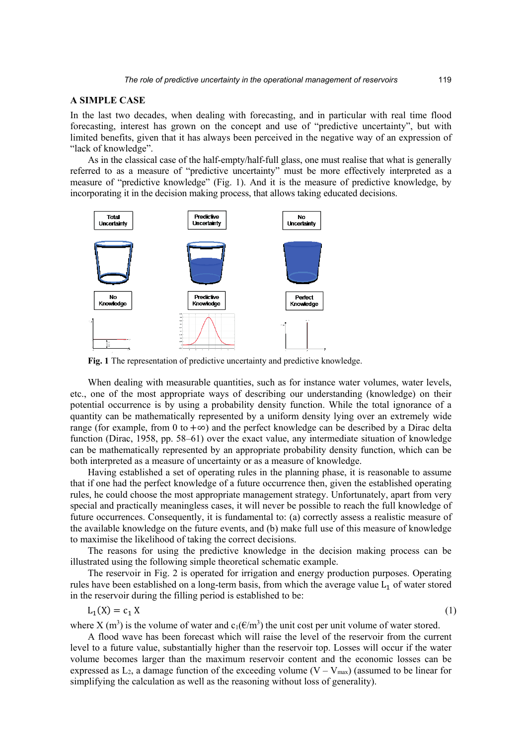## A SIMPLE CASE

In the last two decades, when dealing with forecasting, and in particular with real time flood forecasting, interest has grown on the concept and use of "predictive uncertainty", but with limited benefits, given that it has always been perceived in the negative way of an expression of "lack of knowledge".

As in the classical case of the half-empty/half-full glass, one must realise that what is generally referred to as a measure of "predictive uncertainty" must be more effectively interpreted as a measure of "predictive knowledge" (Fig. 1). And it is the measure of predictive knowledge, by incorporating it in the decision making process, that allows taking educated decisions.

**Fig. 1** The representation of predictive uncertainty and predictive knowledge.

When dealing with measurable quantities, such as for instance water volumes, water levels, etc., one of the most appropriate ways of describing our understanding (knowledge) on their potential occurrence is by using a probability density function. While the total ignorance of a quantity can be mathematically represented by a uniform density lying over an extremely wide range (for example, from 0 to $+\infty$) and the perfect knowledge can be described by a Dirac delta function (Dirac, 1958, pp. 58–61) over the exact value, any intermediate situation of knowledge can be mathematically represented by an appropriate probability density function, which can be both interpreted as a measure of uncertainty or as a measure of knowledge.

Having established a set of operating rules in the planning phase, it is reasonable to assume that if one had the perfect knowledge of a future occurrence then, given the established operating rules, he could choose the most appropriate management strategy. Unfortunately, apart from very special and practically meaningless cases, it will never be possible to reach the full knowledge of future occurrences. Consequently, it is fundamental to: (a) correctly assess a realistic measure of the available knowledge on the future events, and (b) make full use of this measure of knowledge to maximise the likelihood of taking the correct decisions.

The reasons for using the predictive knowledge in the decision making process can be illustrated using the following simple theoretical schematic example.

The reservoir in Fig. 2 is operated for irrigation and energy production purposes. Operating rules have been established on a long-term basis, from which the average value $L_1$ of water stored in the reservoir during the filling period is established to be:

$$L_1(X) = c_1 X \tag{1}$$

where $X$ (m$^3$) is the volume of water and $c_1$(€/m$^3$) the unit cost per unit volume of water stored.

A flood wave has been forecast which will raise the level of the reservoir from the current level to a future value, substantially higher than the reservoir top. Losses will occur if the water volume becomes larger than the maximum reservoir content and the economic losses can be expressed as $L_2$, a damage function of the exceeding volume $(V - V_{max})$ (assumed to be linear for simplifying the calculation as well as the reasoning without loss of generality).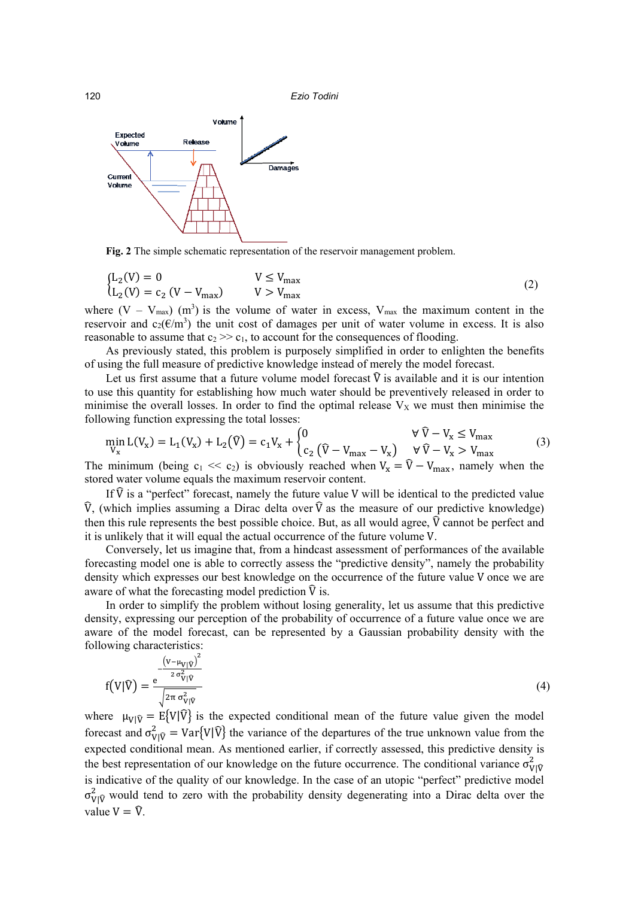Fig. 2 The simple schematic representation of the reservoir management problem.

$$\begin{cases} L_2(V) = 0 & V \le V_{max} \\ L_2(V) = c_2\,(V - V_{max}) & V > V_{max} \end{cases} \tag{2}$$

where ($V - V_{max}$) ($m^3$) is the volume of water in excess, $V_{max}$ the maximum content in the reservoir and $c_2$(€/$m^3$) the unit cost of damages per unit of water volume in excess. It is also reasonable to assume that $c_2 >> c_1$, to account for the consequences of flooding.

As previously stated, this problem is purposely simplified in order to enlighten the benefits of using the full measure of predictive knowledge instead of merely the model forecast.

Let us first assume that a future volume model forecast $\hat{V}$ is available and it is our intention to use this quantity for establishing how much water should be preventively released in order to minimise the overall losses. In order to find the optimal release $V_X$ we must then minimise the following function expressing the total losses:

$$\min_{V_x} L(V_x) = L_1(V_x) + L_2(\hat{V}) = c_1 V_x + \begin{cases} 0 & \forall\, \hat{V} - V_x \le V_{max} \\ c_2\left(\hat{V} - V_{max} - V_x\right) & \forall\, \hat{V} - V_x > V_{max} \end{cases} \tag{3}$$

The minimum (being $c_1 << c_2$) is obviously reached when $V_x = \hat{V} - V_{max}$, namely when the stored water volume equals the maximum reservoir content.

If $\hat{V}$ is a "perfect" forecast, namely the future value V will be identical to the predicted value $\hat{V}$, (which implies assuming a Dirac delta over $\hat{V}$ as the measure of our predictive knowledge) then this rule represents the best possible choice. But, as all would agree, $\hat{V}$ cannot be perfect and it is unlikely that it will equal the actual occurrence of the future volume V.

Conversely, let us imagine that, from a hindcast assessment of performances of the available forecasting model one is able to correctly assess the "predictive density", namely the probability density which expresses our best knowledge on the occurrence of the future value V once we are aware of what the forecasting model prediction $\hat{V}$ is.

In order to simplify the problem without losing generality, let us assume that this predictive density, expressing our perception of the probability of occurrence of a future value once we are aware of the model forecast, can be represented by a Gaussian probability density with the following characteristics:

$$f\left(V|\hat{V}\right) = \frac{e^{-\frac{\left(V-\mu_{V|\hat{V}}\right)^2}{2\,\sigma^2_{V|\hat{V}}}}}{\sqrt{2\pi\,\sigma^2_{V|\hat{V}}}} \tag{4}$$

where $\mu_{V|\hat{V}} = E\{V|\hat{V}\}$ is the expected conditional mean of the future value given the model forecast and $\sigma^2_{V|\hat{V}} = \mathrm{Var}\{V|\hat{V}\}$ the variance of the departures of the true unknown value from the expected conditional mean. As mentioned earlier, if correctly assessed, this predictive density is the best representation of our knowledge on the future occurrence. The conditional variance $\sigma^2_{V|\hat{V}}$ is indicative of the quality of our knowledge. In the case of an utopic "perfect" predictive model $\sigma^2_{V|\hat{V}}$ would tend to zero with the probability density degenerating into a Dirac delta over the value $V = \hat{V}$.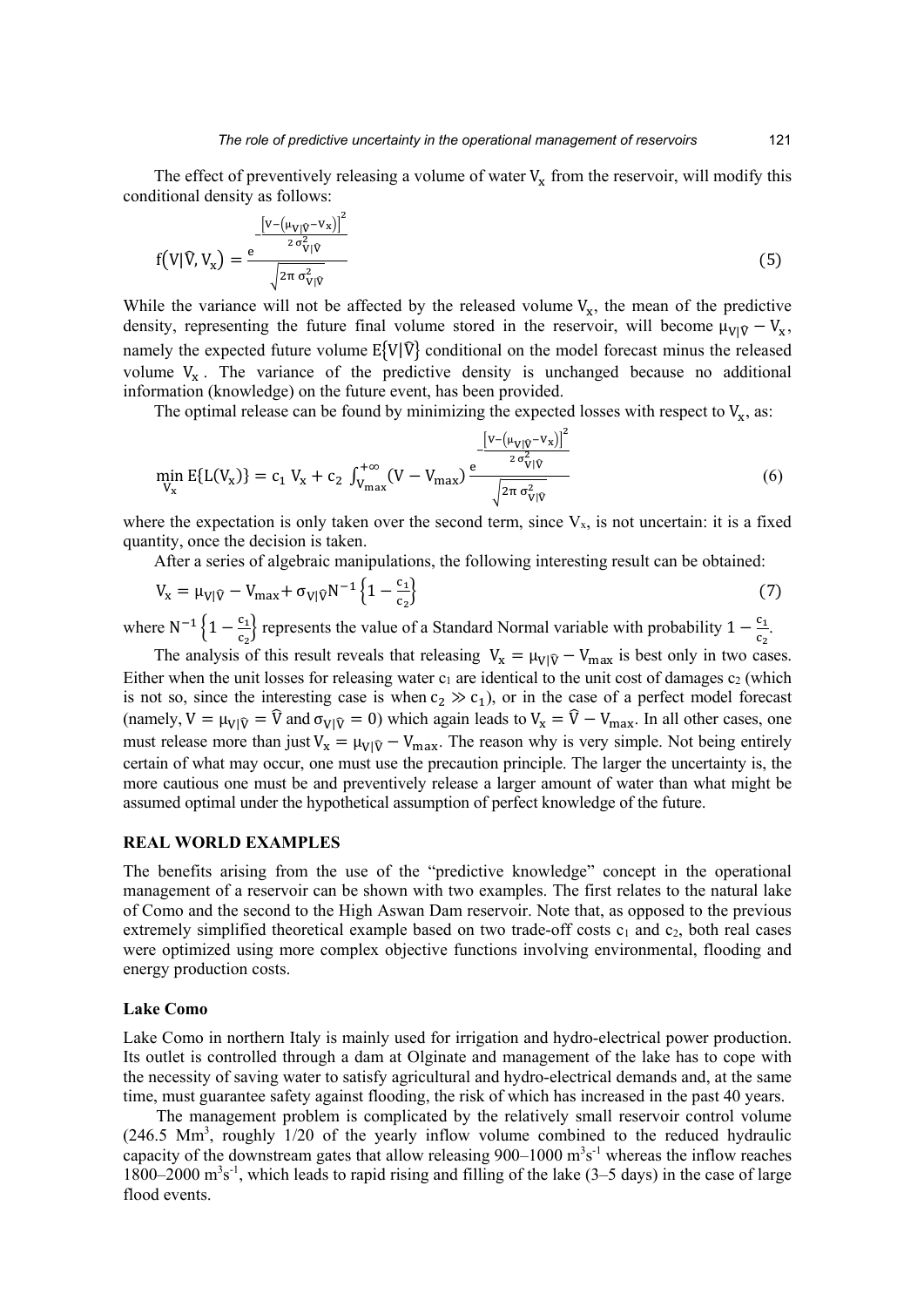The effect of preventively releasing a volume of water $V_x$ from the reservoir, will modify this conditional density as follows:

$$f(V|\hat{V}, V_x) = \frac{e^{-\frac{\left[V-\left(\mu_{V|\hat{V}}-V_x\right)\right]^2}{2\sigma^2_{V|\hat{V}}}}}{\sqrt{2\pi\,\sigma^2_{V|\hat{V}}}} \tag{5}$$

While the variance will not be affected by the released volume $V_x$, the mean of the predictive density, representing the future final volume stored in the reservoir, will become $\mu_{V|\hat{V}} - V_x$, namely the expected future volume $E\{V|\hat{V}\}$ conditional on the model forecast minus the released volume $V_x$. The variance of the predictive density is unchanged because no additional information (knowledge) on the future event, has been provided.

The optimal release can be found by minimizing the expected losses with respect to $V_x$, as:

$$\min_{V_x} E\{L(V_x)\} = c_1\, V_x + c_2 \int_{V_{max}}^{+\infty} (V - V_{max}) \frac{e^{-\frac{\left[V-\left(\mu_{V|\hat{V}}-V_x\right)\right]^2}{2\sigma^2_{V|\hat{V}}}}}{\sqrt{2\pi\,\sigma^2_{V|\hat{V}}}} \tag{6}$$

where the expectation is only taken over the second term, since $V_x$, is not uncertain: it is a fixed quantity, once the decision is taken.

After a series of algebraic manipulations, the following interesting result can be obtained:

$$V_x = \mu_{V|\hat{V}} - V_{max} + \sigma_{V|\hat{V}} N^{-1}\left\{1 - \frac{c_1}{c_2}\right\} \tag{7}$$

where $N^{-1}\left\{1 - \frac{c_1}{c_2}\right\}$ represents the value of a Standard Normal variable with probability $1 - \frac{c_1}{c_2}$.

The analysis of this result reveals that releasing $V_x = \mu_{V|\hat{V}} - V_{max}$ is best only in two cases. Either when the unit losses for releasing water $c_1$ are identical to the unit cost of damages $c_2$ (which is not so, since the interesting case is when $c_2 \gg c_1$), or in the case of a perfect model forecast (namely, $V = \mu_{V|\hat{V}} = \hat{V}$ and $\sigma_{V|\hat{V}} = 0$) which again leads to $V_x = \hat{V} - V_{max}$. In all other cases, one must release more than just $V_x = \mu_{V|\hat{V}} - V_{max}$. The reason why is very simple. Not being entirely certain of what may occur, one must use the precaution principle. The larger the uncertainty is, the more cautious one must be and preventively release a larger amount of water than what might be assumed optimal under the hypothetical assumption of perfect knowledge of the future.

## REAL WORLD EXAMPLES

The benefits arising from the use of the "predictive knowledge" concept in the operational management of a reservoir can be shown with two examples. The first relates to the natural lake of Como and the second to the High Aswan Dam reservoir. Note that, as opposed to the previous extremely simplified theoretical example based on two trade-off costs $c_1$ and $c_2$, both real cases were optimized using more complex objective functions involving environmental, flooding and energy production costs.

### Lake Como

Lake Como in northern Italy is mainly used for irrigation and hydro-electrical power production. Its outlet is controlled through a dam at Olginate and management of the lake has to cope with the necessity of saving water to satisfy agricultural and hydro-electrical demands and, at the same time, must guarantee safety against flooding, the risk of which has increased in the past 40 years.

The management problem is complicated by the relatively small reservoir control volume (246.5 $Mm^3$, roughly 1/20 of the yearly inflow volume combined to the reduced hydraulic capacity of the downstream gates that allow releasing 900–1000 $m^3s^{-1}$ whereas the inflow reaches 1800–2000 $m^3s^{-1}$, which leads to rapid rising and filling of the lake (3–5 days) in the case of large flood events.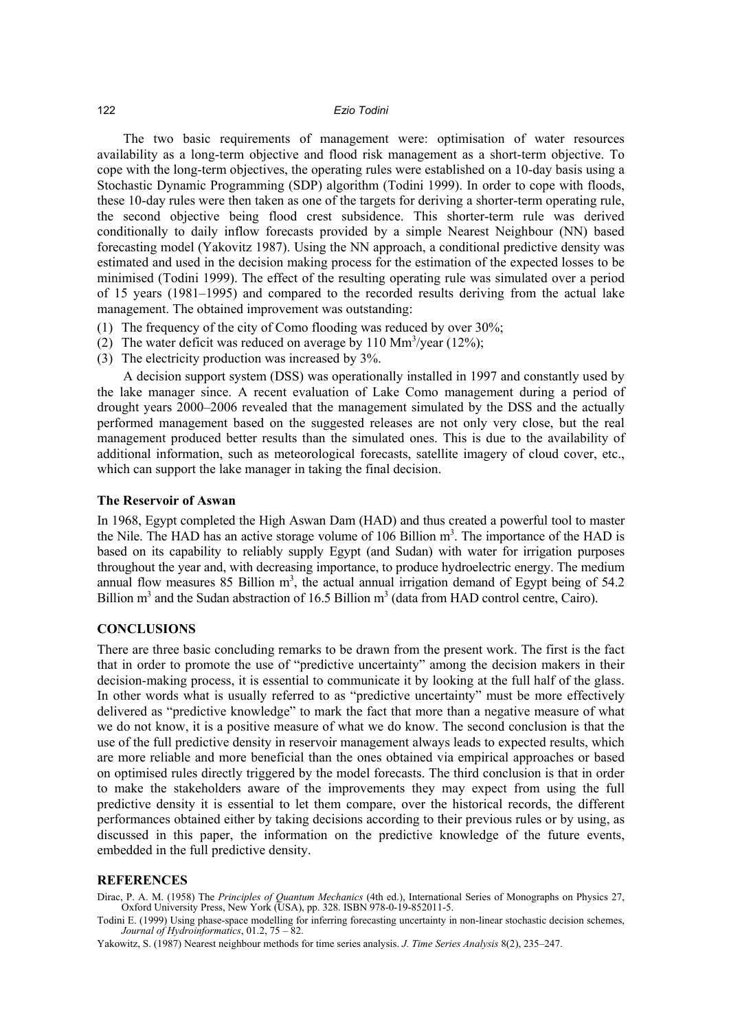The two basic requirements of management were: optimisation of water resources availability as a long-term objective and flood risk management as a short-term objective. To cope with the long-term objectives, the operating rules were established on a 10-day basis using a Stochastic Dynamic Programming (SDP) algorithm (Todini 1999). In order to cope with floods, these 10-day rules were then taken as one of the targets for deriving a shorter-term operating rule, the second objective being flood crest subsidence. This shorter-term rule was derived conditionally to daily inflow forecasts provided by a simple Nearest Neighbour (NN) based forecasting model (Yakovitz 1987). Using the NN approach, a conditional predictive density was estimated and used in the decision making process for the estimation of the expected losses to be minimised (Todini 1999). The effect of the resulting operating rule was simulated over a period of 15 years (1981–1995) and compared to the recorded results deriving from the actual lake management. The obtained improvement was outstanding:

(1) The frequency of the city of Como flooding was reduced by over 30%;
(2) The water deficit was reduced on average by 110 $Mm^3$/year (12%);
(3) The electricity production was increased by 3%.

A decision support system (DSS) was operationally installed in 1997 and constantly used by the lake manager since. A recent evaluation of Lake Como management during a period of drought years 2000–2006 revealed that the management simulated by the DSS and the actually performed management based on the suggested releases are not only very close, but the real management produced better results than the simulated ones. This is due to the availability of additional information, such as meteorological forecasts, satellite imagery of cloud cover, etc., which can support the lake manager in taking the final decision.

### The Reservoir of Aswan

In 1968, Egypt completed the High Aswan Dam (HAD) and thus created a powerful tool to master the Nile. The HAD has an active storage volume of 106 Billion $m^3$. The importance of the HAD is based on its capability to reliably supply Egypt (and Sudan) with water for irrigation purposes throughout the year and, with decreasing importance, to produce hydroelectric energy. The medium annual flow measures 85 Billion $m^3$, the actual annual irrigation demand of Egypt being of 54.2 Billion $m^3$ and the Sudan abstraction of 16.5 Billion $m^3$ (data from HAD control centre, Cairo).

## CONCLUSIONS

There are three basic concluding remarks to be drawn from the present work. The first is the fact that in order to promote the use of "predictive uncertainty" among the decision makers in their decision-making process, it is essential to communicate it by looking at the full half of the glass. In other words what is usually referred to as "predictive uncertainty" must be more effectively delivered as "predictive knowledge" to mark the fact that more than a negative measure of what we do not know, it is a positive measure of what we do know. The second conclusion is that the use of the full predictive density in reservoir management always leads to expected results, which are more reliable and more beneficial than the ones obtained via empirical approaches or based on optimised rules directly triggered by the model forecasts. The third conclusion is that in order to make the stakeholders aware of the improvements they may expect from using the full predictive density it is essential to let them compare, over the historical records, the different performances obtained either by taking decisions according to their previous rules or by using, as discussed in this paper, the information on the predictive knowledge of the future events, embedded in the full predictive density.

## REFERENCES

Dirac, P. A. M. (1958) The *Principles of Quantum Mechanics* (4th ed.), International Series of Monographs on Physics 27, Oxford University Press, New York (USA), pp. 328. ISBN 978-0-19-852011-5.

Todini E. (1999) Using phase-space modelling for inferring forecasting uncertainty in non-linear stochastic decision schemes, *Journal of Hydroinformatics*, 01.2, 75 – 82.

Yakowitz, S. (1987) Nearest neighbour methods for time series analysis. *J. Time Series Analysis* 8(2), 235–247.